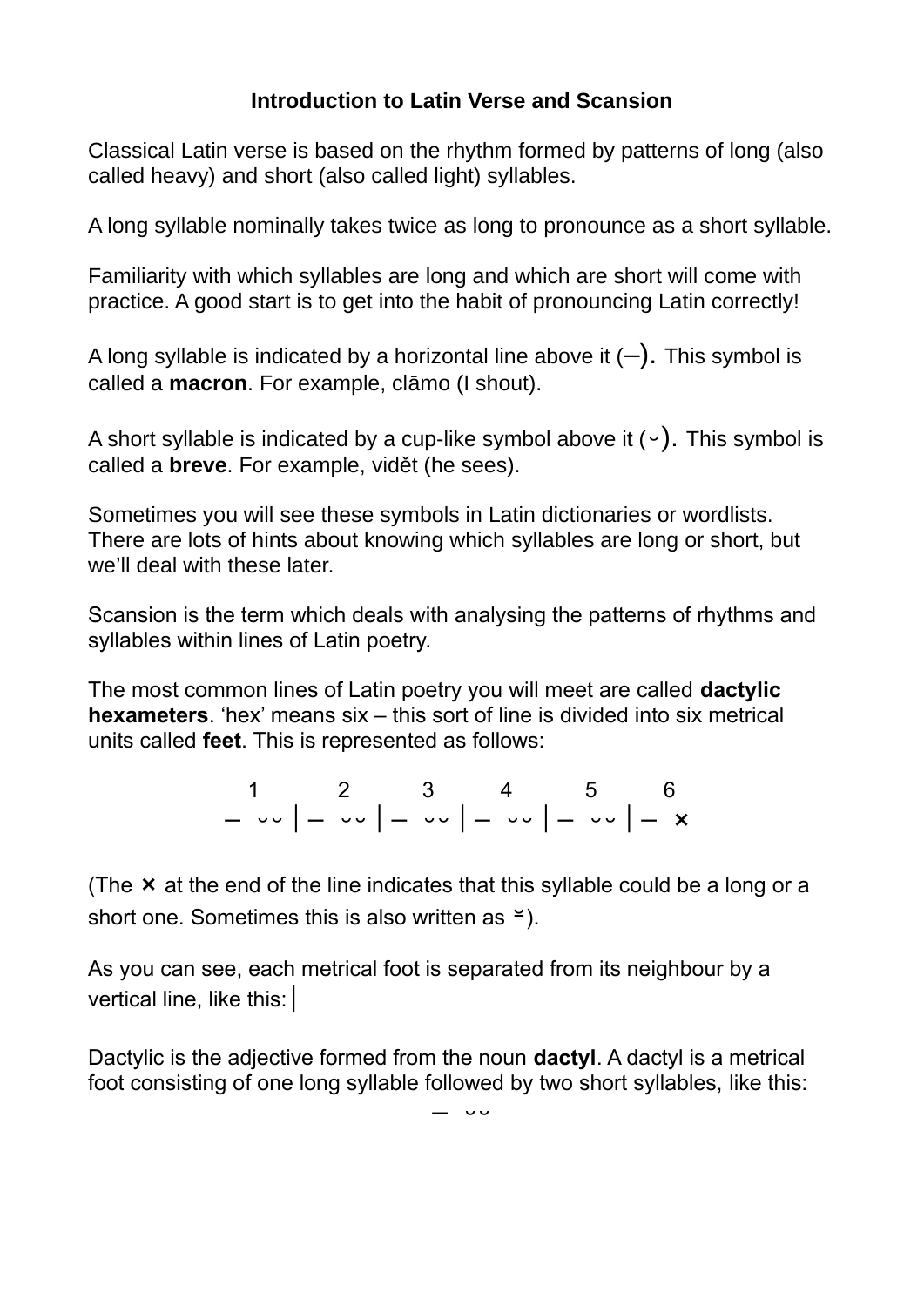# Introduction to Latin Verse and Scansion

Classical Latin verse is based on the rhythm formed by patterns of long (also called heavy) and short (also called light) syllables.

A long syllable nominally takes twice as long to pronounce as a short syllable.

Familiarity with which syllables are long and which are short will come with practice. A good start is to get into the habit of pronouncing Latin correctly!

A long syllable is indicated by a horizontal line above it (–). This symbol is called a **macron**. For example, clāmo (I shout).

A short syllable is indicated by a cup-like symbol above it (˘). This symbol is called a **breve**. For example, vidĕt (he sees).

Sometimes you will see these symbols in Latin dictionaries or wordlists. There are lots of hints about knowing which syllables are long or short, but we'll deal with these later.

Scansion is the term which deals with analysing the patterns of rhythms and syllables within lines of Latin poetry.

The most common lines of Latin poetry you will meet are called **dactylic hexameters**. 'hex' means six – this sort of line is divided into six metrical units called **feet**. This is represented as follows:

```
  1       2       3       4       5      6
– ˘˘ | – ˘˘ | – ˘˘ | – ˘˘ | – ˘˘ | – ×
```

(The × at the end of the line indicates that this syllable could be a long or a short one. Sometimes this is also written as ⏓).

As you can see, each metrical foot is separated from its neighbour by a vertical line, like this: |

Dactylic is the adjective formed from the noun **dactyl**. A dactyl is a metrical foot consisting of one long syllable followed by two short syllables, like this:

– ˘˘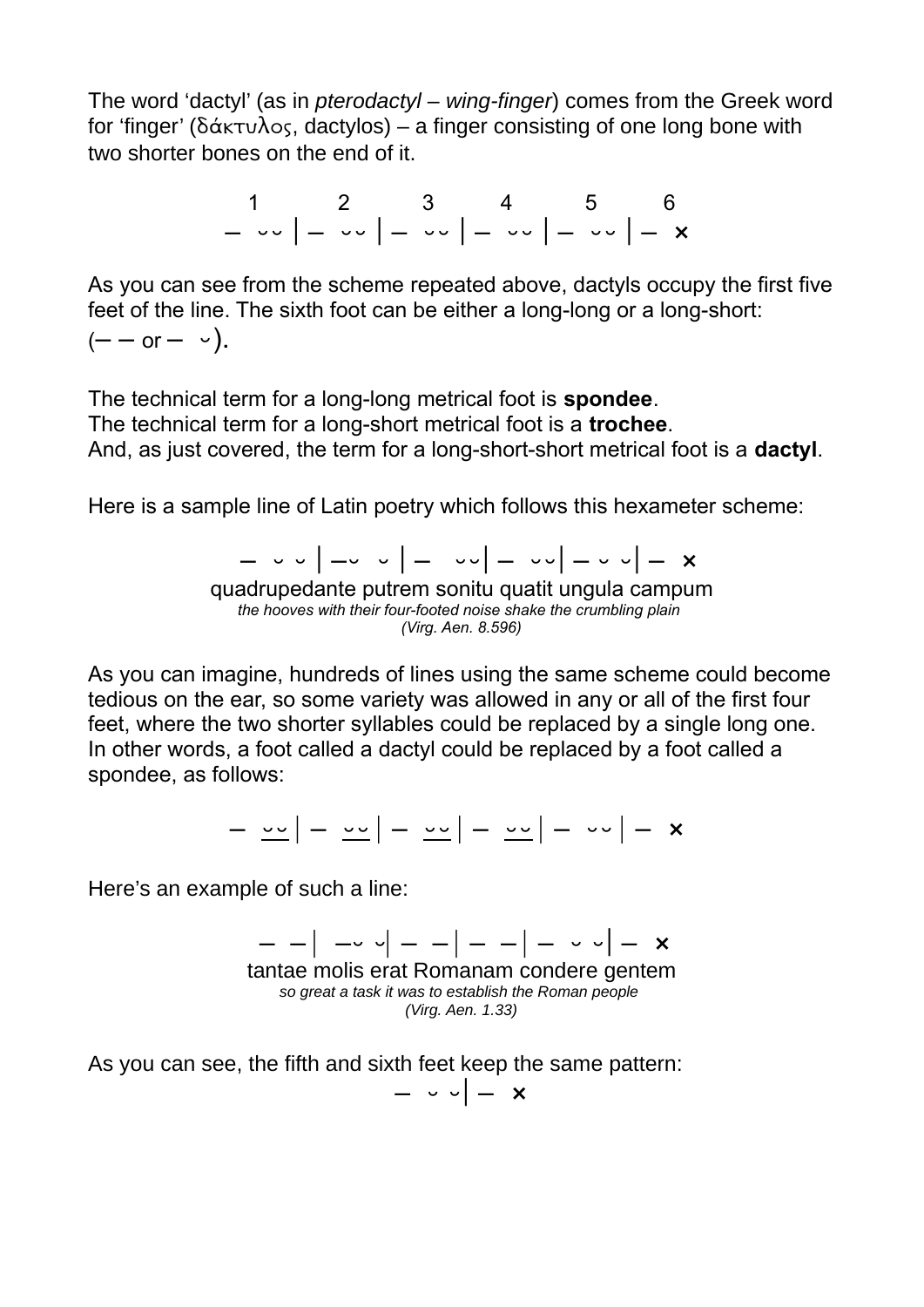The word 'dactyl' (as in *pterodactyl* – *wing-finger*) comes from the Greek word for 'finger' (δάκτυλος, dactylos) – a finger consisting of one long bone with two shorter bones on the end of it.

```
  1        2        3        4        5       6
—  ⏑⏑ | —  ⏑⏑ | —  ⏑⏑ | —  ⏑⏑ | —  ⏑⏑ | —  ×
```

As you can see from the scheme repeated above, dactyls occupy the first five feet of the line. The sixth foot can be either a long-long or a long-short: (— — or — ⏑).

The technical term for a long-long metrical foot is **spondee**.
The technical term for a long-short metrical foot is a **trochee**.
And, as just covered, the term for a long-short-short metrical foot is a **dactyl**.

Here is a sample line of Latin poetry which follows this hexameter scheme:

```
—  ⏑ ⏑ | —⏑  ⏑ | —   ⏑⏑| —  ⏑⏑| — ⏑ ⏑| —  ×
```

quadrupedante putrem sonitu quatit ungula campum
*the hooves with their four-footed noise shake the crumbling plain*
*(Virg. Aen. 8.596)*

As you can imagine, hundreds of lines using the same scheme could become tedious on the ear, so some variety was allowed in any or all of the first four feet, where the two shorter syllables could be replaced by a single long one. In other words, a foot called a dactyl could be replaced by a foot called a spondee, as follows:

```
—  ⏑⏑ | —  ⏑⏑ | —  ⏑⏑ | —  ⏑⏑ | —  ⏑⏑ | —  ×
```

Here's an example of such a line:

```
— — |  —⏑ ⏑| — — | — — | —  ⏑ ⏑| —  ×
```

tantae molis erat Romanam condere gentem
*so great a task it was to establish the Roman people*
*(Virg. Aen. 1.33)*

As you can see, the fifth and sixth feet keep the same pattern:

```
—  ⏑ ⏑| —  ×
```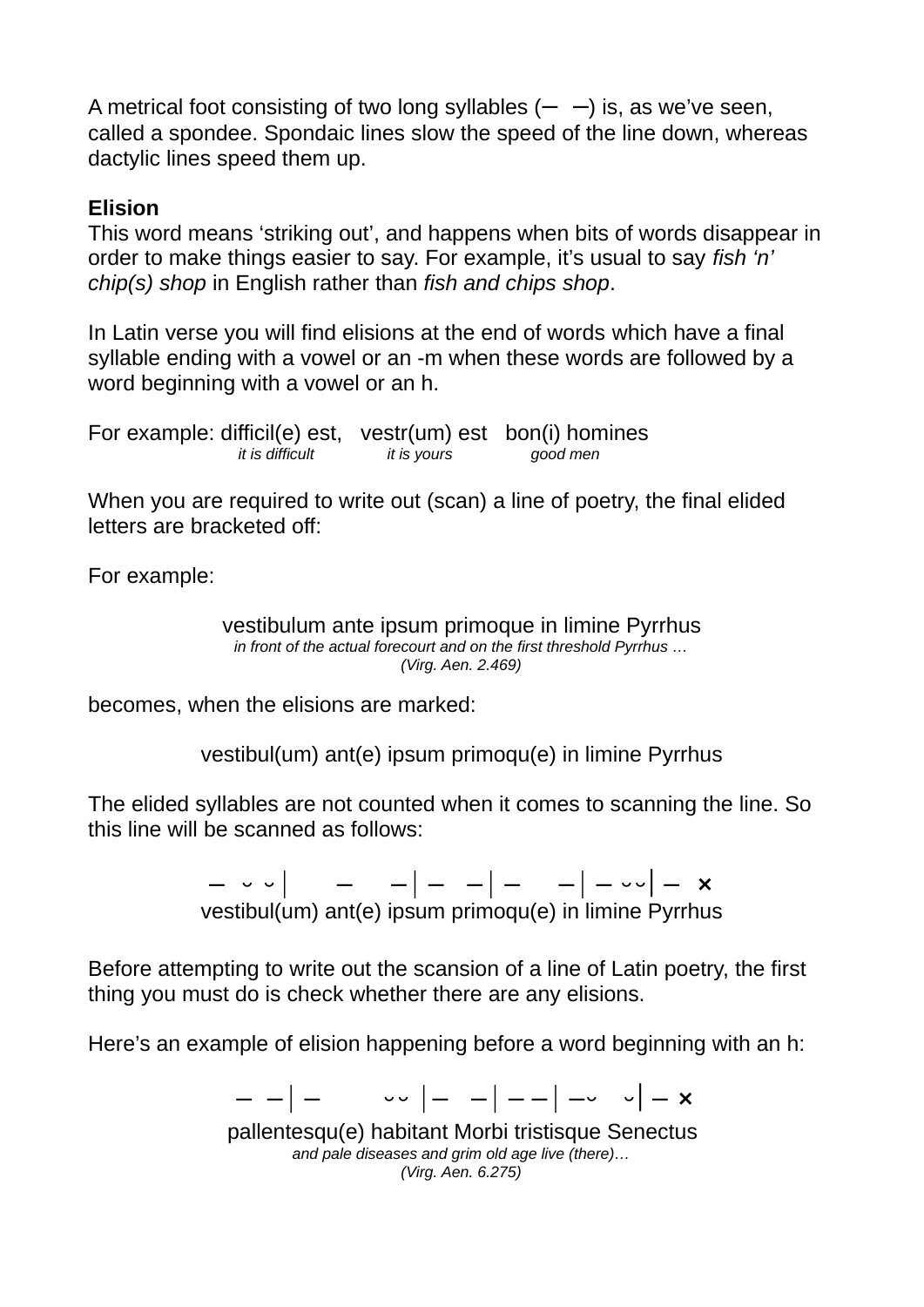A metrical foot consisting of two long syllables (– –) is, as we've seen, called a spondee. Spondaic lines slow the speed of the line down, whereas dactylic lines speed them up.

**Elision**

This word means 'striking out', and happens when bits of words disappear in order to make things easier to say. For example, it's usual to say *fish 'n' chip(s) shop* in English rather than *fish and chips shop*.

In Latin verse you will find elisions at the end of words which have a final syllable ending with a vowel or an -m when these words are followed by a word beginning with a vowel or an h.

For example: difficil(e) est, vestr(um) est bon(i) homines
*it is difficult* *it is yours* *good men*

When you are required to write out (scan) a line of poetry, the final elided letters are bracketed off:

For example:

vestibulum ante ipsum primoque in limine Pyrrhus
*in front of the actual forecourt and on the first threshold Pyrrhus …*
*(Virg. Aen. 2.469)*

becomes, when the elisions are marked:

vestibul(um) ant(e) ipsum primoqu(e) in limine Pyrrhus

The elided syllables are not counted when it comes to scanning the line. So this line will be scanned as follows:

– ᴗ ᴗ | – – | – – | – – | – ᴗᴗ | – ×
vestibul(um) ant(e) ipsum primoqu(e) in limine Pyrrhus

Before attempting to write out the scansion of a line of Latin poetry, the first thing you must do is check whether there are any elisions.

Here's an example of elision happening before a word beginning with an h:

– – | – ᴗᴗ | – – | – – | –ᴗ ᴗ | – ×
pallentesqu(e) habitant Morbi tristisque Senectus
*and pale diseases and grim old age live (there)…*
*(Virg. Aen. 6.275)*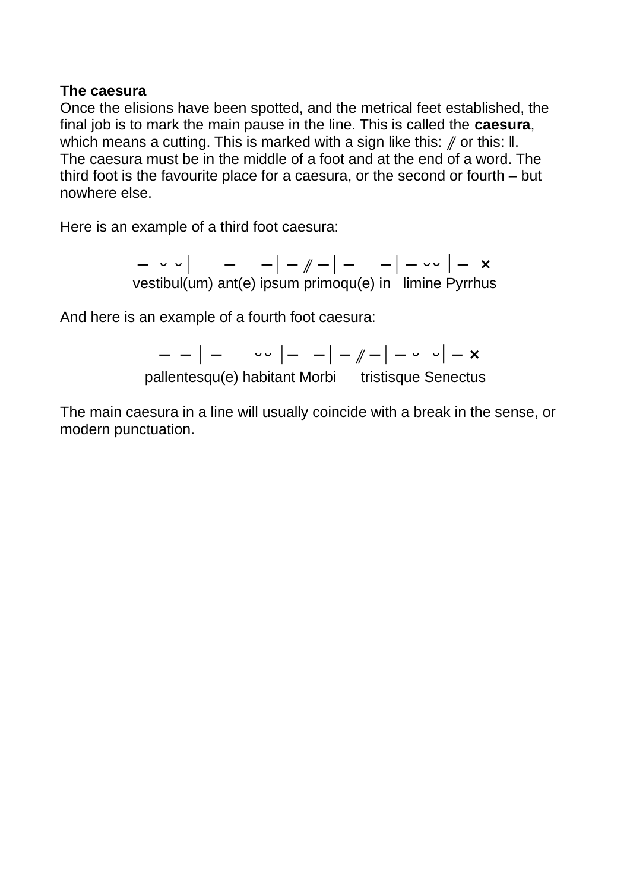**The caesura**

Once the elisions have been spotted, and the metrical feet established, the final job is to mark the main pause in the line. This is called the **caesura**, which means a cutting. This is marked with a sign like this: ⫽ or this: ‖.

The caesura must be in the middle of a foot and at the end of a word. The third foot is the favourite place for a caesura, or the second or fourth – but nowhere else.

Here is an example of a third foot caesura:

```
 –  ᴗ ᴗ |     –     – | – ⫽ – | –     – | – ᴗᴗ | –  ×
vestibul(um) ant(e) ipsum primoqu(e) in   limine Pyrrhus
```

And here is an example of a fourth foot caesura:

```
 –  – | –      ᴗᴗ |–   – | – ⫽ – | – ᴗ  ᴗ| – ×
pallentesqu(e) habitant Morbi      tristisque Senectus
```

The main caesura in a line will usually coincide with a break in the sense, or modern punctuation.